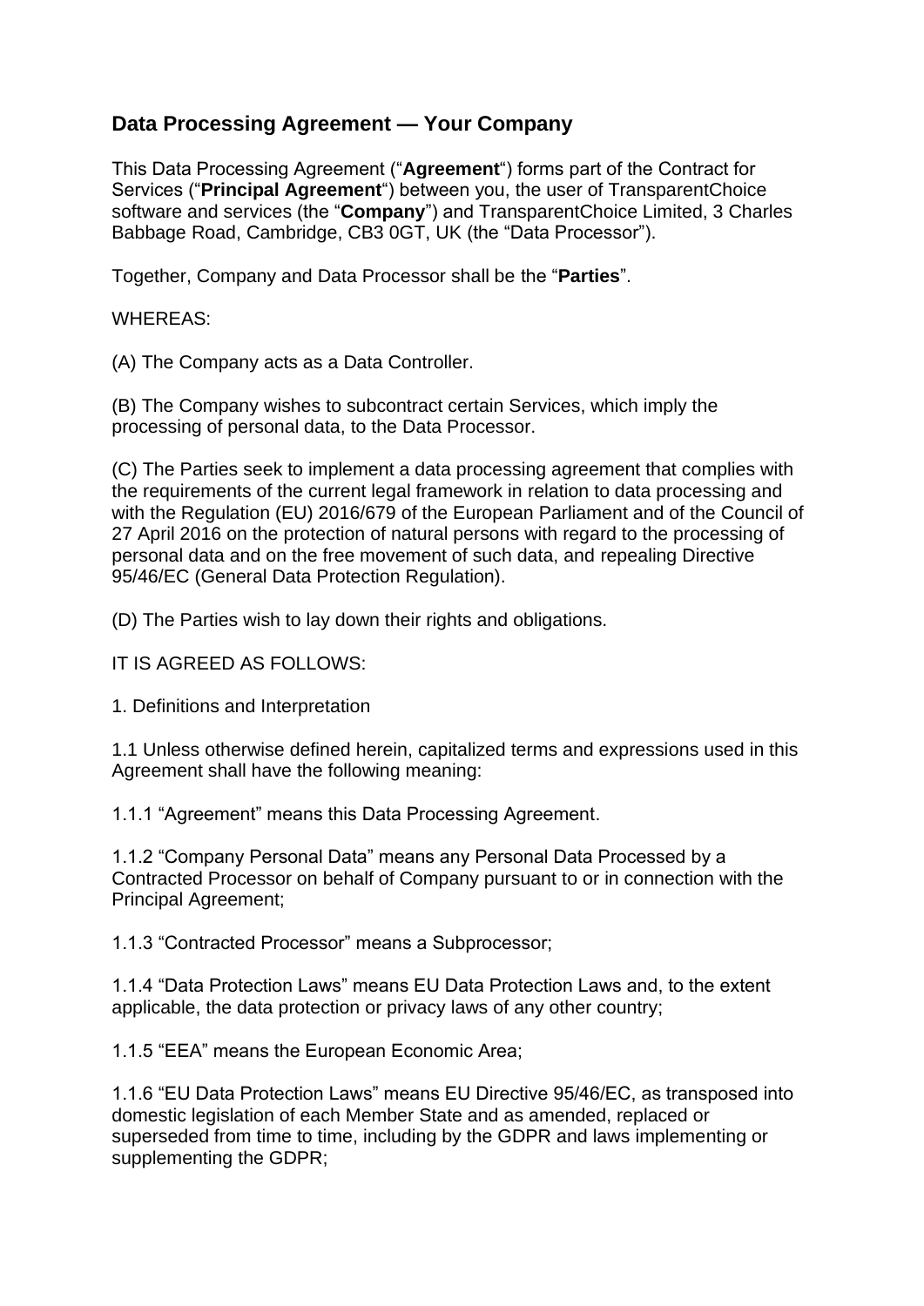## Data Processing Agreement — Your Company

This Data Processing Agreement ("**Agreement**") forms part of the Contract for Services ("**Principal Agreement**") between you, the user of TransparentChoice software and services (the "**Company**") and TransparentChoice Limited, 3 Charles Babbage Road, Cambridge, CB3 0GT, UK (the "Data Processor").

Together, Company and Data Processor shall be the "**Parties**".

WHEREAS:

(A) The Company acts as a Data Controller.

(B) The Company wishes to subcontract certain Services, which imply the processing of personal data, to the Data Processor.

(C) The Parties seek to implement a data processing agreement that complies with the requirements of the current legal framework in relation to data processing and with the Regulation (EU) 2016/679 of the European Parliament and of the Council of 27 April 2016 on the protection of natural persons with regard to the processing of personal data and on the free movement of such data, and repealing Directive 95/46/EC (General Data Protection Regulation).

(D) The Parties wish to lay down their rights and obligations.

IT IS AGREED AS FOLLOWS:

1. Definitions and Interpretation

1.1 Unless otherwise defined herein, capitalized terms and expressions used in this Agreement shall have the following meaning:

1.1.1 "Agreement" means this Data Processing Agreement.

1.1.2 "Company Personal Data" means any Personal Data Processed by a Contracted Processor on behalf of Company pursuant to or in connection with the Principal Agreement;

1.1.3 "Contracted Processor" means a Subprocessor;

1.1.4 "Data Protection Laws" means EU Data Protection Laws and, to the extent applicable, the data protection or privacy laws of any other country;

1.1.5 "EEA" means the European Economic Area;

1.1.6 "EU Data Protection Laws" means EU Directive 95/46/EC, as transposed into domestic legislation of each Member State and as amended, replaced or superseded from time to time, including by the GDPR and laws implementing or supplementing the GDPR;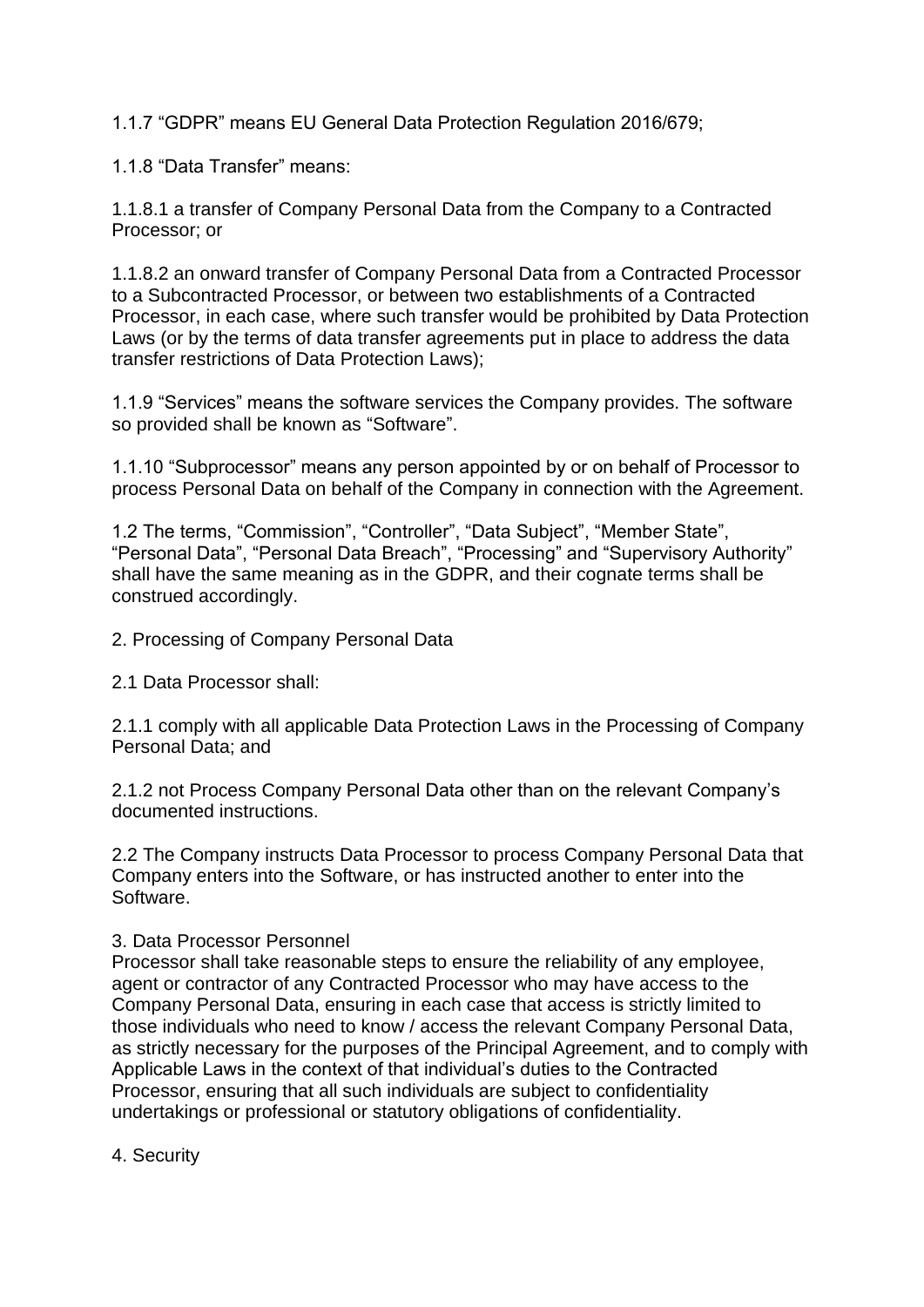1.1.7 “GDPR” means EU General Data Protection Regulation 2016/679;

1.1.8 “Data Transfer” means:

1.1.8.1 a transfer of Company Personal Data from the Company to a Contracted Processor; or

1.1.8.2 an onward transfer of Company Personal Data from a Contracted Processor to a Subcontracted Processor, or between two establishments of a Contracted Processor, in each case, where such transfer would be prohibited by Data Protection Laws (or by the terms of data transfer agreements put in place to address the data transfer restrictions of Data Protection Laws);

1.1.9 “Services” means the software services the Company provides. The software so provided shall be known as “Software”.

1.1.10 “Subprocessor” means any person appointed by or on behalf of Processor to process Personal Data on behalf of the Company in connection with the Agreement.

1.2 The terms, “Commission”, “Controller”, “Data Subject”, “Member State”, “Personal Data”, “Personal Data Breach”, “Processing” and “Supervisory Authority” shall have the same meaning as in the GDPR, and their cognate terms shall be construed accordingly.

## 2. Processing of Company Personal Data

2.1 Data Processor shall:

2.1.1 comply with all applicable Data Protection Laws in the Processing of Company Personal Data; and

2.1.2 not Process Company Personal Data other than on the relevant Company’s documented instructions.

2.2 The Company instructs Data Processor to process Company Personal Data that Company enters into the Software, or has instructed another to enter into the Software.

## 3. Data Processor Personnel

Processor shall take reasonable steps to ensure the reliability of any employee, agent or contractor of any Contracted Processor who may have access to the Company Personal Data, ensuring in each case that access is strictly limited to those individuals who need to know / access the relevant Company Personal Data, as strictly necessary for the purposes of the Principal Agreement, and to comply with Applicable Laws in the context of that individual’s duties to the Contracted Processor, ensuring that all such individuals are subject to confidentiality undertakings or professional or statutory obligations of confidentiality.

## 4. Security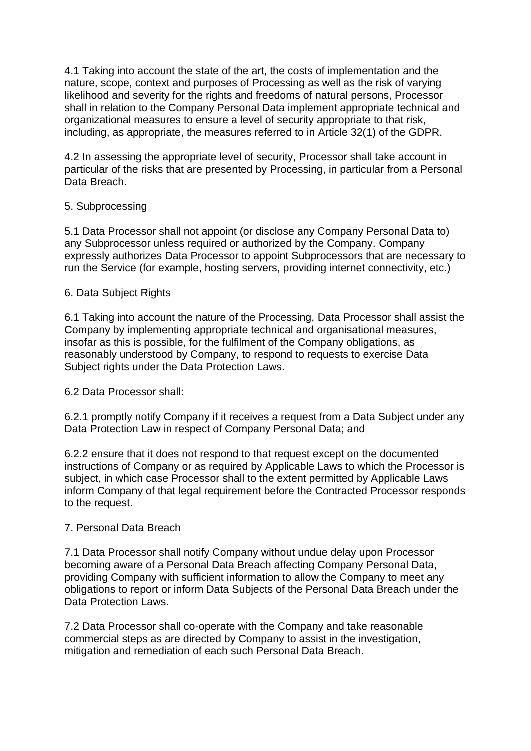4.1 Taking into account the state of the art, the costs of implementation and the nature, scope, context and purposes of Processing as well as the risk of varying likelihood and severity for the rights and freedoms of natural persons, Processor shall in relation to the Company Personal Data implement appropriate technical and organizational measures to ensure a level of security appropriate to that risk, including, as appropriate, the measures referred to in Article 32(1) of the GDPR.

4.2 In assessing the appropriate level of security, Processor shall take account in particular of the risks that are presented by Processing, in particular from a Personal Data Breach.

## 5. Subprocessing

5.1 Data Processor shall not appoint (or disclose any Company Personal Data to) any Subprocessor unless required or authorized by the Company. Company expressly authorizes Data Processor to appoint Subprocessors that are necessary to run the Service (for example, hosting servers, providing internet connectivity, etc.)

## 6. Data Subject Rights

6.1 Taking into account the nature of the Processing, Data Processor shall assist the Company by implementing appropriate technical and organisational measures, insofar as this is possible, for the fulfilment of the Company obligations, as reasonably understood by Company, to respond to requests to exercise Data Subject rights under the Data Protection Laws.

6.2 Data Processor shall:

6.2.1 promptly notify Company if it receives a request from a Data Subject under any Data Protection Law in respect of Company Personal Data; and

6.2.2 ensure that it does not respond to that request except on the documented instructions of Company or as required by Applicable Laws to which the Processor is subject, in which case Processor shall to the extent permitted by Applicable Laws inform Company of that legal requirement before the Contracted Processor responds to the request.

## 7. Personal Data Breach

7.1 Data Processor shall notify Company without undue delay upon Processor becoming aware of a Personal Data Breach affecting Company Personal Data, providing Company with sufficient information to allow the Company to meet any obligations to report or inform Data Subjects of the Personal Data Breach under the Data Protection Laws.

7.2 Data Processor shall co-operate with the Company and take reasonable commercial steps as are directed by Company to assist in the investigation, mitigation and remediation of each such Personal Data Breach.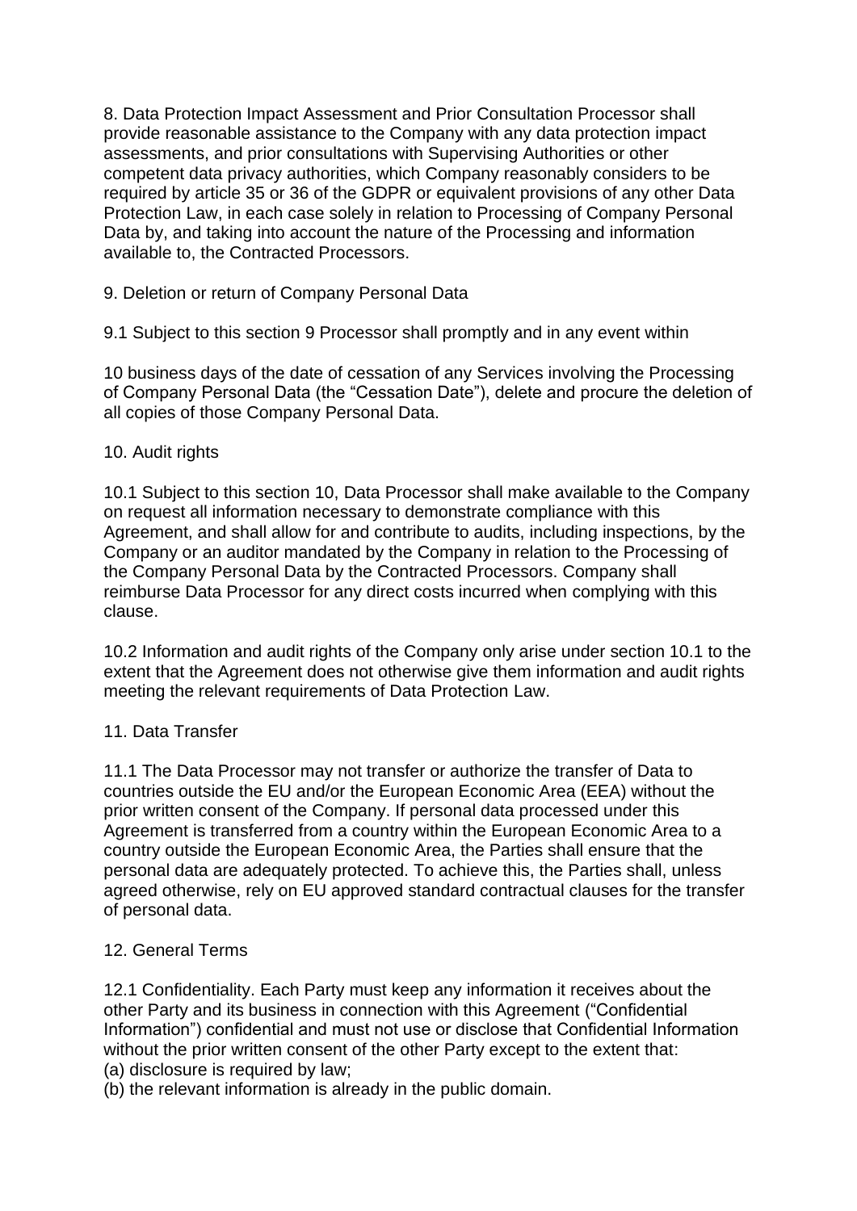8. Data Protection Impact Assessment and Prior Consultation Processor shall provide reasonable assistance to the Company with any data protection impact assessments, and prior consultations with Supervising Authorities or other competent data privacy authorities, which Company reasonably considers to be required by article 35 or 36 of the GDPR or equivalent provisions of any other Data Protection Law, in each case solely in relation to Processing of Company Personal Data by, and taking into account the nature of the Processing and information available to, the Contracted Processors.

9. Deletion or return of Company Personal Data

9.1 Subject to this section 9 Processor shall promptly and in any event within

10 business days of the date of cessation of any Services involving the Processing of Company Personal Data (the "Cessation Date"), delete and procure the deletion of all copies of those Company Personal Data.

10. Audit rights

10.1 Subject to this section 10, Data Processor shall make available to the Company on request all information necessary to demonstrate compliance with this Agreement, and shall allow for and contribute to audits, including inspections, by the Company or an auditor mandated by the Company in relation to the Processing of the Company Personal Data by the Contracted Processors. Company shall reimburse Data Processor for any direct costs incurred when complying with this clause.

10.2 Information and audit rights of the Company only arise under section 10.1 to the extent that the Agreement does not otherwise give them information and audit rights meeting the relevant requirements of Data Protection Law.

11. Data Transfer

11.1 The Data Processor may not transfer or authorize the transfer of Data to countries outside the EU and/or the European Economic Area (EEA) without the prior written consent of the Company. If personal data processed under this Agreement is transferred from a country within the European Economic Area to a country outside the European Economic Area, the Parties shall ensure that the personal data are adequately protected. To achieve this, the Parties shall, unless agreed otherwise, rely on EU approved standard contractual clauses for the transfer of personal data.

12. General Terms

12.1 Confidentiality. Each Party must keep any information it receives about the other Party and its business in connection with this Agreement ("Confidential Information") confidential and must not use or disclose that Confidential Information without the prior written consent of the other Party except to the extent that:
(a) disclosure is required by law;
(b) the relevant information is already in the public domain.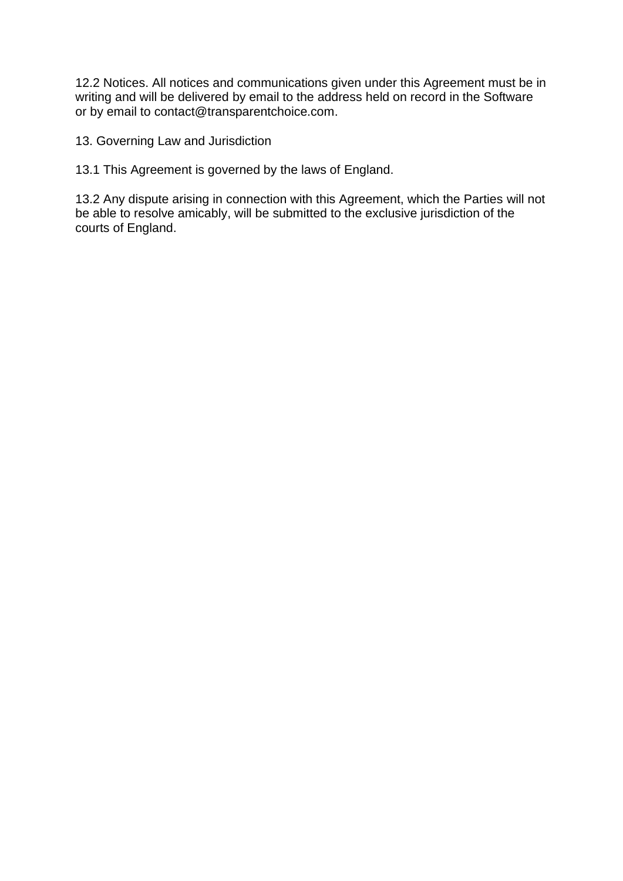12.2 Notices. All notices and communications given under this Agreement must be in writing and will be delivered by email to the address held on record in the Software or by email to contact@transparentchoice.com.

## 13. Governing Law and Jurisdiction

13.1 This Agreement is governed by the laws of England.

13.2 Any dispute arising in connection with this Agreement, which the Parties will not be able to resolve amicably, will be submitted to the exclusive jurisdiction of the courts of England.